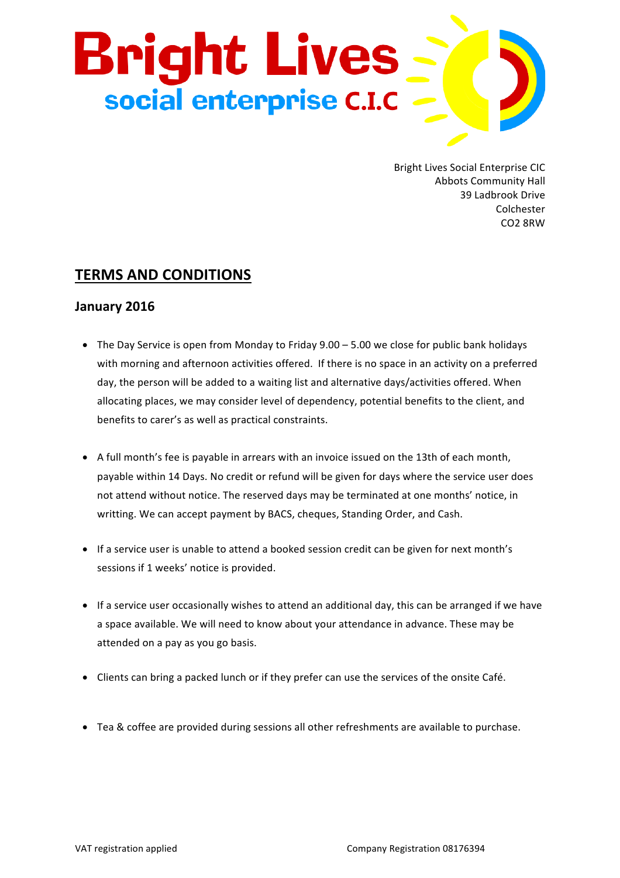# Bright Lives
## social enterprise C.I.C

Bright Lives Social Enterprise CIC
Abbots Community Hall
39 Ladbrook Drive
Colchester
CO2 8RW

## TERMS AND CONDITIONS

### January 2016

- The Day Service is open from Monday to Friday 9.00 – 5.00 we close for public bank holidays with morning and afternoon activities offered. If there is no space in an activity on a preferred day, the person will be added to a waiting list and alternative days/activities offered. When allocating places, we may consider level of dependency, potential benefits to the client, and benefits to carer's as well as practical constraints.

- A full month's fee is payable in arrears with an invoice issued on the 13th of each month, payable within 14 Days. No credit or refund will be given for days where the service user does not attend without notice. The reserved days may be terminated at one months' notice, in writting. We can accept payment by BACS, cheques, Standing Order, and Cash.

- If a service user is unable to attend a booked session credit can be given for next month's sessions if 1 weeks' notice is provided.

- If a service user occasionally wishes to attend an additional day, this can be arranged if we have a space available. We will need to know about your attendance in advance. These may be attended on a pay as you go basis.

- Clients can bring a packed lunch or if they prefer can use the services of the onsite Café.

- Tea & coffee are provided during sessions all other refreshments are available to purchase.

VAT registration applied

Company Registration 08176394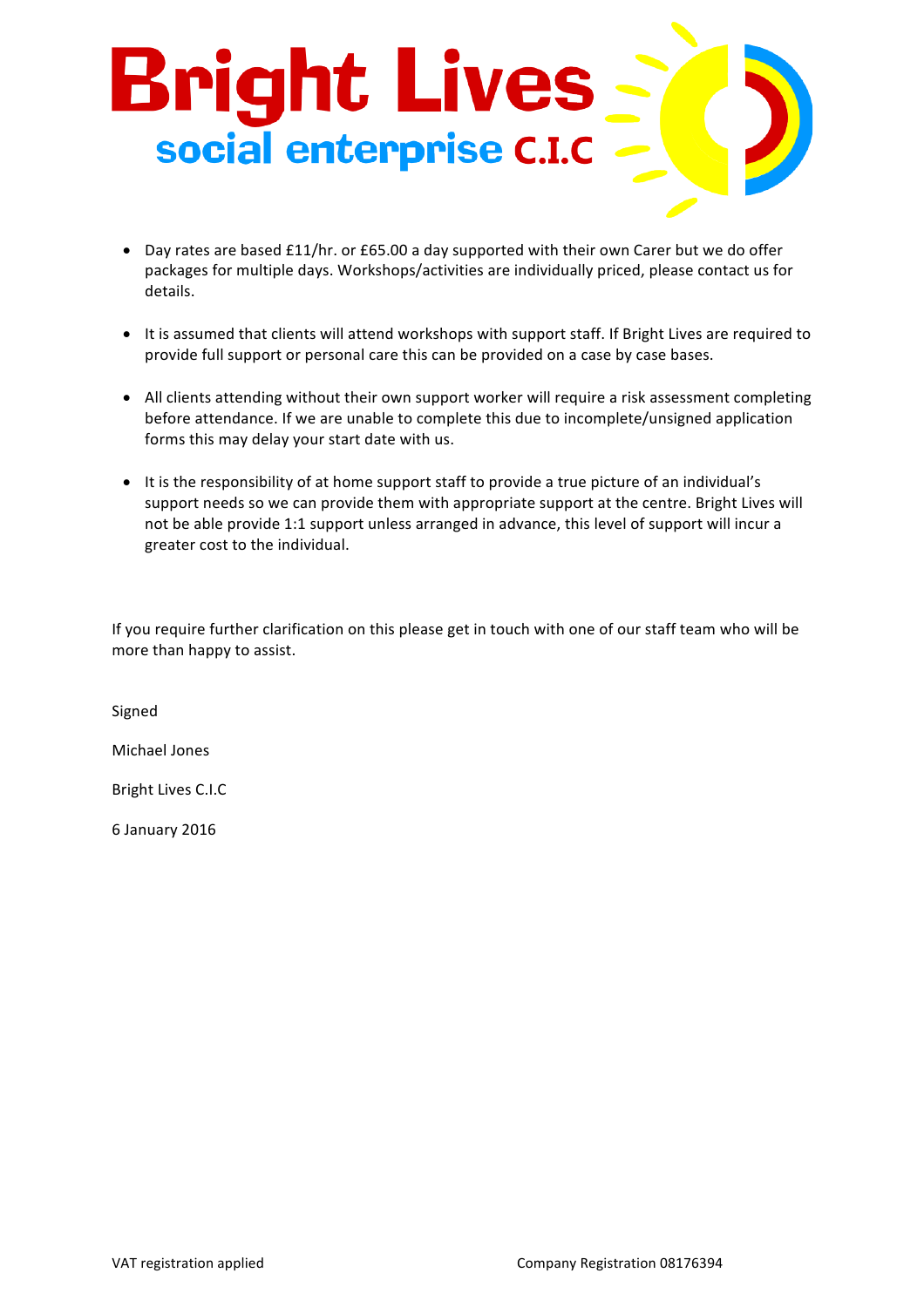# Bright Lives

social enterprise C.I.C

- Day rates are based £11/hr. or £65.00 a day supported with their own Carer but we do offer packages for multiple days. Workshops/activities are individually priced, please contact us for details.
- It is assumed that clients will attend workshops with support staff. If Bright Lives are required to provide full support or personal care this can be provided on a case by case bases.
- All clients attending without their own support worker will require a risk assessment completing before attendance. If we are unable to complete this due to incomplete/unsigned application forms this may delay your start date with us.
- It is the responsibility of at home support staff to provide a true picture of an individual's support needs so we can provide them with appropriate support at the centre. Bright Lives will not be able provide 1:1 support unless arranged in advance, this level of support will incur a greater cost to the individual.

If you require further clarification on this please get in touch with one of our staff team who will be more than happy to assist.

Signed

Michael Jones

Bright Lives C.I.C

6 January 2016

VAT registration applied

Company Registration 08176394